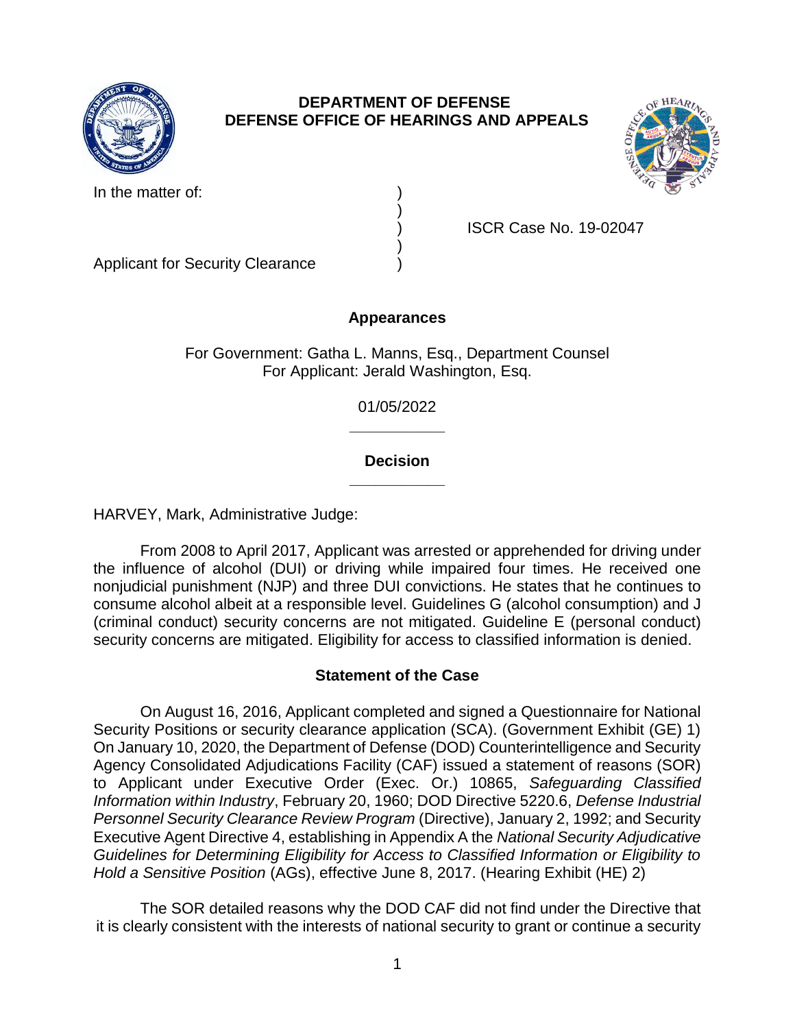**DEPARTMENT OF DEFENSE**
**DEFENSE OFFICE OF HEARINGS AND APPEALS**

In the matter of: )
)
) ISCR Case No. 19-02047
)
Applicant for Security Clearance )

## Appearances

For Government: Gatha L. Manns, Esq., Department Counsel
For Applicant: Jerald Washington, Esq.

01/05/2022

______________

## Decision

______________

HARVEY, Mark, Administrative Judge:

From 2008 to April 2017, Applicant was arrested or apprehended for driving under the influence of alcohol (DUI) or driving while impaired four times. He received one nonjudicial punishment (NJP) and three DUI convictions. He states that he continues to consume alcohol albeit at a responsible level. Guidelines G (alcohol consumption) and J (criminal conduct) security concerns are not mitigated. Guideline E (personal conduct) security concerns are mitigated. Eligibility for access to classified information is denied.

## Statement of the Case

On August 16, 2016, Applicant completed and signed a Questionnaire for National Security Positions or security clearance application (SCA). (Government Exhibit (GE) 1) On January 10, 2020, the Department of Defense (DOD) Counterintelligence and Security Agency Consolidated Adjudications Facility (CAF) issued a statement of reasons (SOR) to Applicant under Executive Order (Exec. Or.) 10865, *Safeguarding Classified Information within Industry*, February 20, 1960; DOD Directive 5220.6, *Defense Industrial Personnel Security Clearance Review Program* (Directive), January 2, 1992; and Security Executive Agent Directive 4, establishing in Appendix A the *National Security Adjudicative Guidelines for Determining Eligibility for Access to Classified Information or Eligibility to Hold a Sensitive Position* (AGs), effective June 8, 2017. (Hearing Exhibit (HE) 2)

The SOR detailed reasons why the DOD CAF did not find under the Directive that it is clearly consistent with the interests of national security to grant or continue a security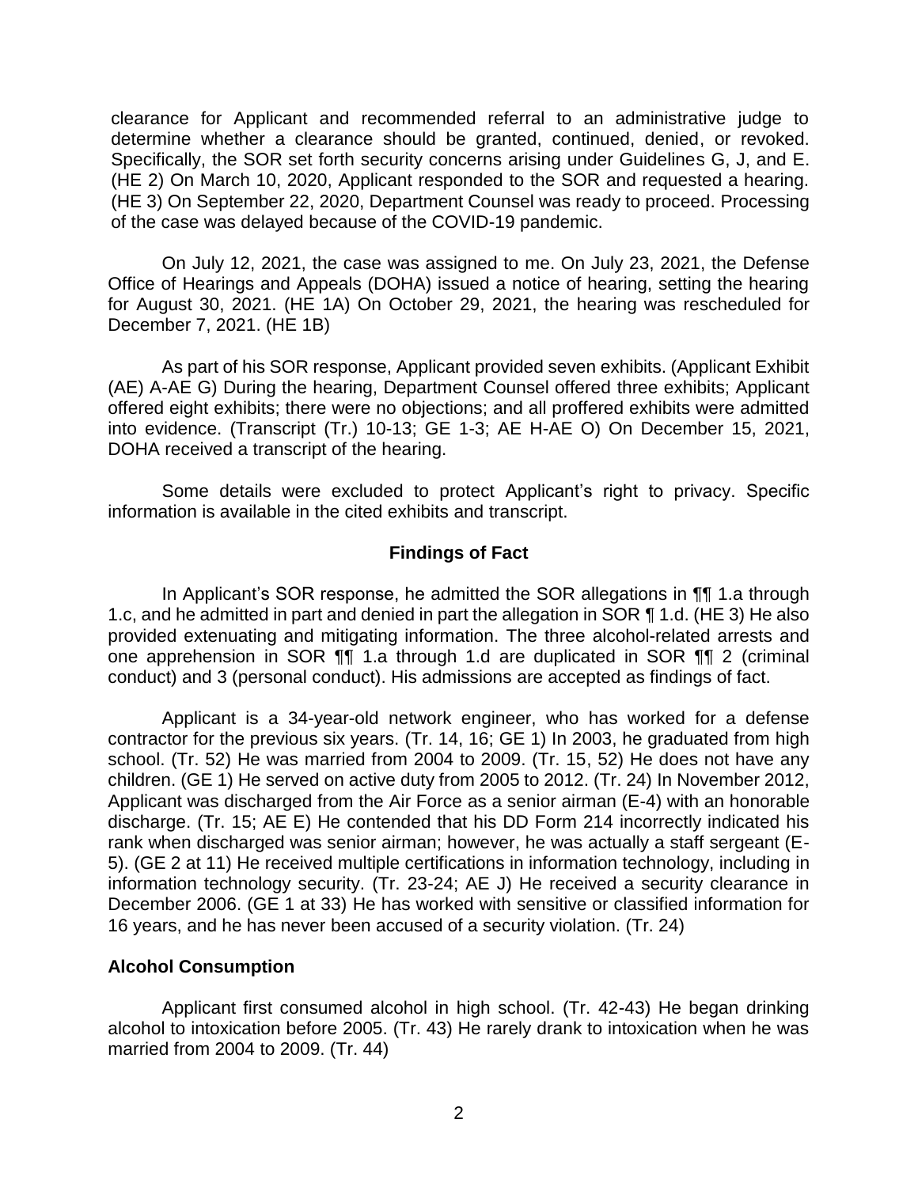clearance for Applicant and recommended referral to an administrative judge to determine whether a clearance should be granted, continued, denied, or revoked. Specifically, the SOR set forth security concerns arising under Guidelines G, J, and E. (HE 2) On March 10, 2020, Applicant responded to the SOR and requested a hearing. (HE 3) On September 22, 2020, Department Counsel was ready to proceed. Processing of the case was delayed because of the COVID-19 pandemic.

On July 12, 2021, the case was assigned to me. On July 23, 2021, the Defense Office of Hearings and Appeals (DOHA) issued a notice of hearing, setting the hearing for August 30, 2021. (HE 1A) On October 29, 2021, the hearing was rescheduled for December 7, 2021. (HE 1B)

As part of his SOR response, Applicant provided seven exhibits. (Applicant Exhibit (AE) A-AE G) During the hearing, Department Counsel offered three exhibits; Applicant offered eight exhibits; there were no objections; and all proffered exhibits were admitted into evidence. (Transcript (Tr.) 10-13; GE 1-3; AE H-AE O) On December 15, 2021, DOHA received a transcript of the hearing.

Some details were excluded to protect Applicant's right to privacy. Specific information is available in the cited exhibits and transcript.

## Findings of Fact

In Applicant's SOR response, he admitted the SOR allegations in ¶¶ 1.a through 1.c, and he admitted in part and denied in part the allegation in SOR ¶ 1.d. (HE 3) He also provided extenuating and mitigating information. The three alcohol-related arrests and one apprehension in SOR ¶¶ 1.a through 1.d are duplicated in SOR ¶¶ 2 (criminal conduct) and 3 (personal conduct). His admissions are accepted as findings of fact.

Applicant is a 34-year-old network engineer, who has worked for a defense contractor for the previous six years. (Tr. 14, 16; GE 1) In 2003, he graduated from high school. (Tr. 52) He was married from 2004 to 2009. (Tr. 15, 52) He does not have any children. (GE 1) He served on active duty from 2005 to 2012. (Tr. 24) In November 2012, Applicant was discharged from the Air Force as a senior airman (E-4) with an honorable discharge. (Tr. 15; AE E) He contended that his DD Form 214 incorrectly indicated his rank when discharged was senior airman; however, he was actually a staff sergeant (E-5). (GE 2 at 11) He received multiple certifications in information technology, including in information technology security. (Tr. 23-24; AE J) He received a security clearance in December 2006. (GE 1 at 33) He has worked with sensitive or classified information for 16 years, and he has never been accused of a security violation. (Tr. 24)

### Alcohol Consumption

Applicant first consumed alcohol in high school. (Tr. 42-43) He began drinking alcohol to intoxication before 2005. (Tr. 43) He rarely drank to intoxication when he was married from 2004 to 2009. (Tr. 44)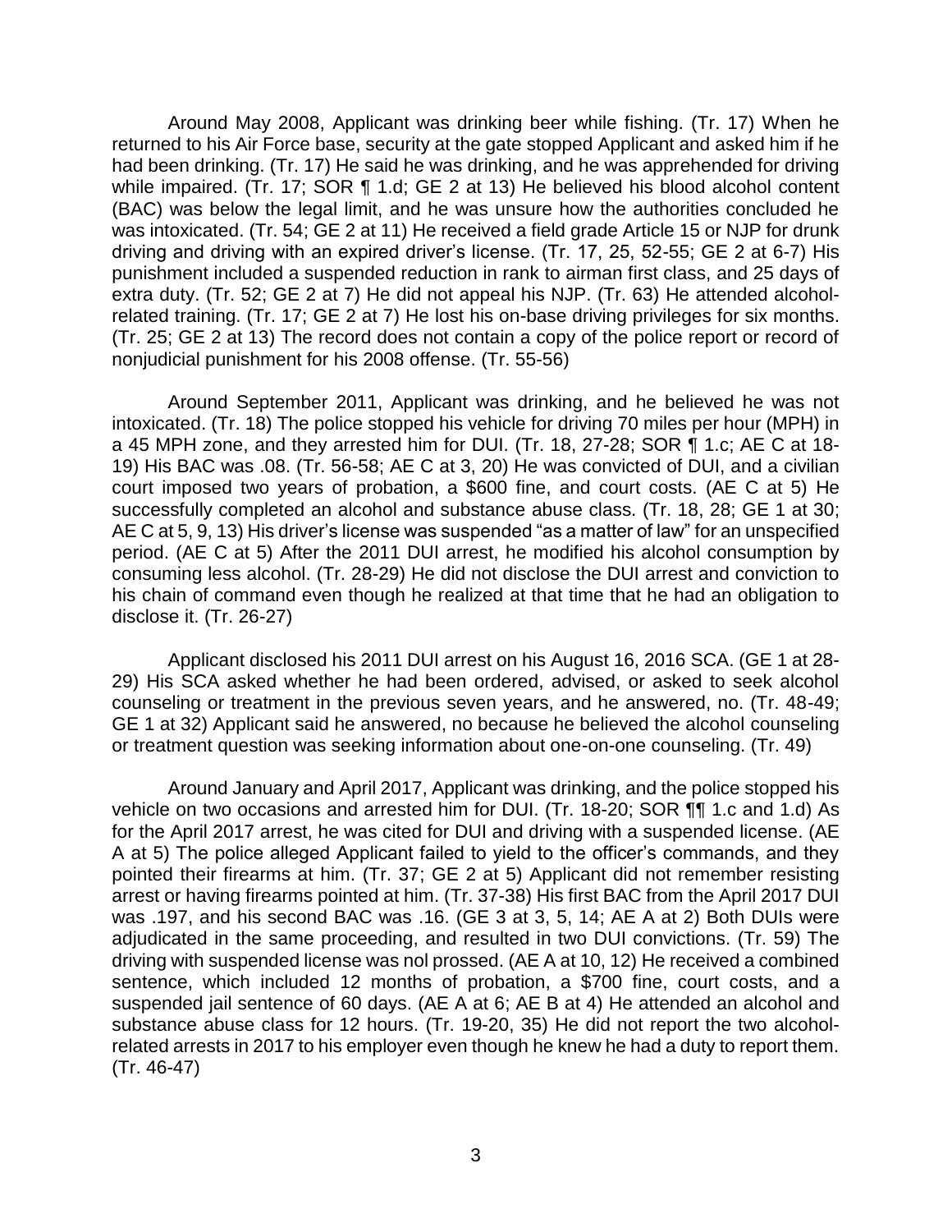Around May 2008, Applicant was drinking beer while fishing. (Tr. 17) When he returned to his Air Force base, security at the gate stopped Applicant and asked him if he had been drinking. (Tr. 17) He said he was drinking, and he was apprehended for driving while impaired. (Tr. 17; SOR ¶ 1.d; GE 2 at 13) He believed his blood alcohol content (BAC) was below the legal limit, and he was unsure how the authorities concluded he was intoxicated. (Tr. 54; GE 2 at 11) He received a field grade Article 15 or NJP for drunk driving and driving with an expired driver's license. (Tr. 17, 25, 52-55; GE 2 at 6-7) His punishment included a suspended reduction in rank to airman first class, and 25 days of extra duty. (Tr. 52; GE 2 at 7) He did not appeal his NJP. (Tr. 63) He attended alcohol-related training. (Tr. 17; GE 2 at 7) He lost his on-base driving privileges for six months. (Tr. 25; GE 2 at 13) The record does not contain a copy of the police report or record of nonjudicial punishment for his 2008 offense. (Tr. 55-56)

Around September 2011, Applicant was drinking, and he believed he was not intoxicated. (Tr. 18) The police stopped his vehicle for driving 70 miles per hour (MPH) in a 45 MPH zone, and they arrested him for DUI. (Tr. 18, 27-28; SOR ¶ 1.c; AE C at 18-19) His BAC was .08. (Tr. 56-58; AE C at 3, 20) He was convicted of DUI, and a civilian court imposed two years of probation, a $600 fine, and court costs. (AE C at 5) He successfully completed an alcohol and substance abuse class. (Tr. 18, 28; GE 1 at 30; AE C at 5, 9, 13) His driver's license was suspended "as a matter of law" for an unspecified period. (AE C at 5) After the 2011 DUI arrest, he modified his alcohol consumption by consuming less alcohol. (Tr. 28-29) He did not disclose the DUI arrest and conviction to his chain of command even though he realized at that time that he had an obligation to disclose it. (Tr. 26-27)

Applicant disclosed his 2011 DUI arrest on his August 16, 2016 SCA. (GE 1 at 28-29) His SCA asked whether he had been ordered, advised, or asked to seek alcohol counseling or treatment in the previous seven years, and he answered, no. (Tr. 48-49; GE 1 at 32) Applicant said he answered, no because he believed the alcohol counseling or treatment question was seeking information about one-on-one counseling. (Tr. 49)

Around January and April 2017, Applicant was drinking, and the police stopped his vehicle on two occasions and arrested him for DUI. (Tr. 18-20; SOR ¶¶ 1.c and 1.d) As for the April 2017 arrest, he was cited for DUI and driving with a suspended license. (AE A at 5) The police alleged Applicant failed to yield to the officer's commands, and they pointed their firearms at him. (Tr. 37; GE 2 at 5) Applicant did not remember resisting arrest or having firearms pointed at him. (Tr. 37-38) His first BAC from the April 2017 DUI was .197, and his second BAC was .16. (GE 3 at 3, 5, 14; AE A at 2) Both DUIs were adjudicated in the same proceeding, and resulted in two DUI convictions. (Tr. 59) The driving with suspended license was nol prossed. (AE A at 10, 12) He received a combined sentence, which included 12 months of probation, a $700 fine, court costs, and a suspended jail sentence of 60 days. (AE A at 6; AE B at 4) He attended an alcohol and substance abuse class for 12 hours. (Tr. 19-20, 35) He did not report the two alcohol-related arrests in 2017 to his employer even though he knew he had a duty to report them. (Tr. 46-47)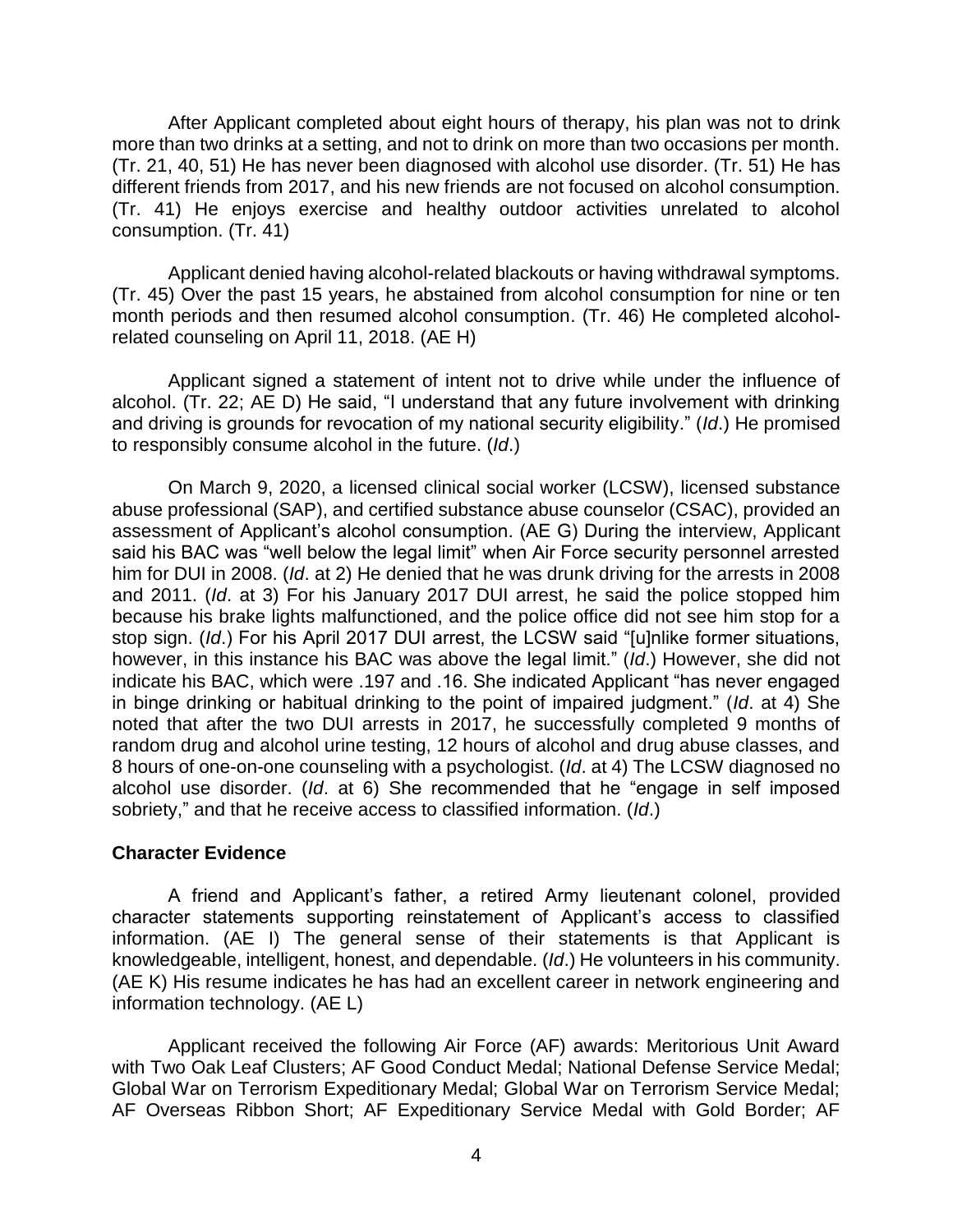After Applicant completed about eight hours of therapy, his plan was not to drink more than two drinks at a setting, and not to drink on more than two occasions per month. (Tr. 21, 40, 51) He has never been diagnosed with alcohol use disorder. (Tr. 51) He has different friends from 2017, and his new friends are not focused on alcohol consumption. (Tr. 41) He enjoys exercise and healthy outdoor activities unrelated to alcohol consumption. (Tr. 41)

Applicant denied having alcohol-related blackouts or having withdrawal symptoms. (Tr. 45) Over the past 15 years, he abstained from alcohol consumption for nine or ten month periods and then resumed alcohol consumption. (Tr. 46) He completed alcohol-related counseling on April 11, 2018. (AE H)

Applicant signed a statement of intent not to drive while under the influence of alcohol. (Tr. 22; AE D) He said, "I understand that any future involvement with drinking and driving is grounds for revocation of my national security eligibility." (*Id*.) He promised to responsibly consume alcohol in the future. (*Id*.)

On March 9, 2020, a licensed clinical social worker (LCSW), licensed substance abuse professional (SAP), and certified substance abuse counselor (CSAC), provided an assessment of Applicant's alcohol consumption. (AE G) During the interview, Applicant said his BAC was "well below the legal limit" when Air Force security personnel arrested him for DUI in 2008. (*Id*. at 2) He denied that he was drunk driving for the arrests in 2008 and 2011. (*Id*. at 3) For his January 2017 DUI arrest, he said the police stopped him because his brake lights malfunctioned, and the police office did not see him stop for a stop sign. (*Id*.) For his April 2017 DUI arrest, the LCSW said "[u]nlike former situations, however, in this instance his BAC was above the legal limit." (*Id*.) However, she did not indicate his BAC, which were .197 and .16. She indicated Applicant "has never engaged in binge drinking or habitual drinking to the point of impaired judgment." (*Id*. at 4) She noted that after the two DUI arrests in 2017, he successfully completed 9 months of random drug and alcohol urine testing, 12 hours of alcohol and drug abuse classes, and 8 hours of one-on-one counseling with a psychologist. (*Id*. at 4) The LCSW diagnosed no alcohol use disorder. (*Id*. at 6) She recommended that he "engage in self imposed sobriety," and that he receive access to classified information. (*Id*.)

**Character Evidence**

A friend and Applicant's father, a retired Army lieutenant colonel, provided character statements supporting reinstatement of Applicant's access to classified information. (AE I) The general sense of their statements is that Applicant is knowledgeable, intelligent, honest, and dependable. (*Id*.) He volunteers in his community. (AE K) His resume indicates he has had an excellent career in network engineering and information technology. (AE L)

Applicant received the following Air Force (AF) awards: Meritorious Unit Award with Two Oak Leaf Clusters; AF Good Conduct Medal; National Defense Service Medal; Global War on Terrorism Expeditionary Medal; Global War on Terrorism Service Medal; AF Overseas Ribbon Short; AF Expeditionary Service Medal with Gold Border; AF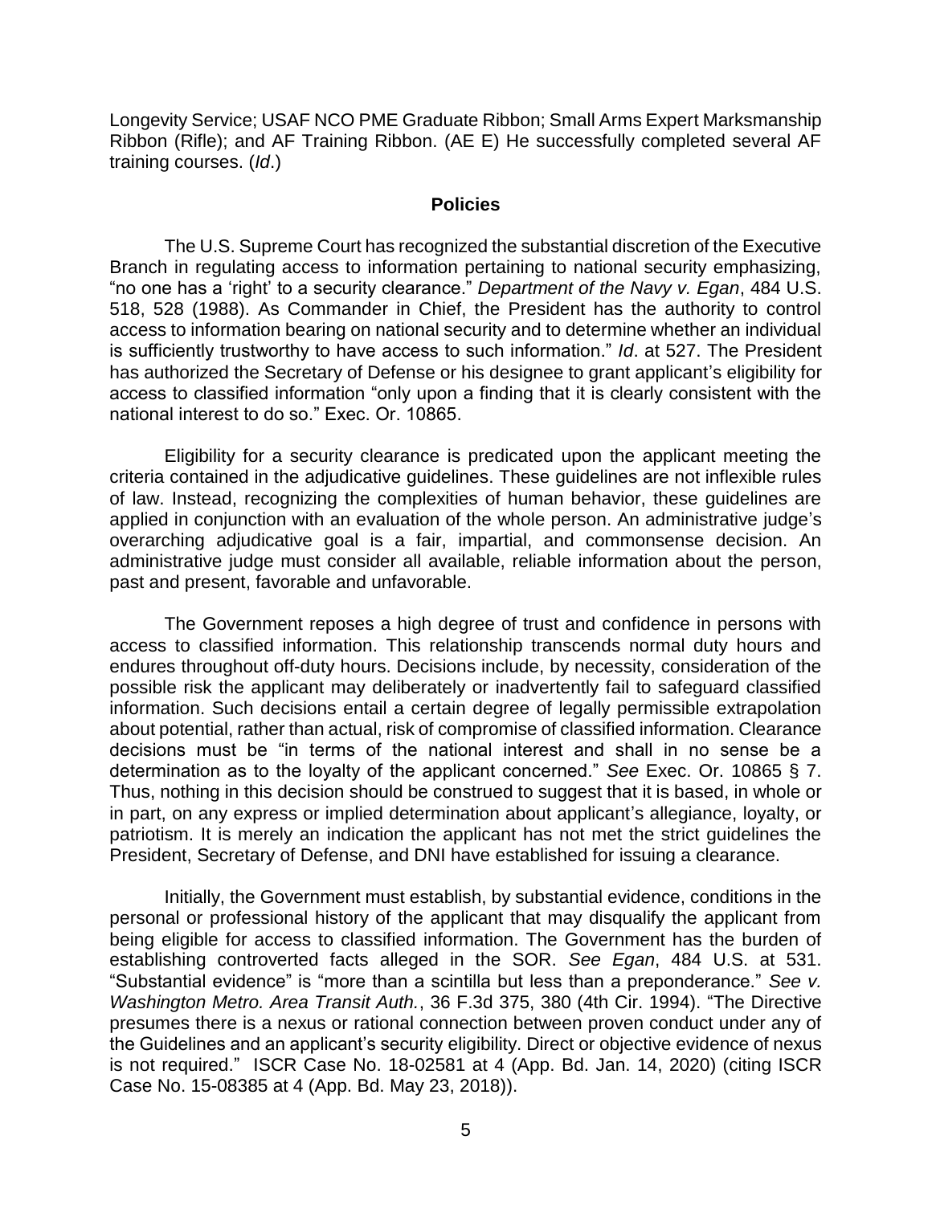Longevity Service; USAF NCO PME Graduate Ribbon; Small Arms Expert Marksmanship Ribbon (Rifle); and AF Training Ribbon. (AE E) He successfully completed several AF training courses. (*Id*.)

## Policies

The U.S. Supreme Court has recognized the substantial discretion of the Executive Branch in regulating access to information pertaining to national security emphasizing, "no one has a 'right' to a security clearance." *Department of the Navy v. Egan*, 484 U.S. 518, 528 (1988). As Commander in Chief, the President has the authority to control access to information bearing on national security and to determine whether an individual is sufficiently trustworthy to have access to such information." *Id*. at 527. The President has authorized the Secretary of Defense or his designee to grant applicant's eligibility for access to classified information "only upon a finding that it is clearly consistent with the national interest to do so." Exec. Or. 10865.

Eligibility for a security clearance is predicated upon the applicant meeting the criteria contained in the adjudicative guidelines. These guidelines are not inflexible rules of law. Instead, recognizing the complexities of human behavior, these guidelines are applied in conjunction with an evaluation of the whole person. An administrative judge's overarching adjudicative goal is a fair, impartial, and commonsense decision. An administrative judge must consider all available, reliable information about the person, past and present, favorable and unfavorable.

The Government reposes a high degree of trust and confidence in persons with access to classified information. This relationship transcends normal duty hours and endures throughout off-duty hours. Decisions include, by necessity, consideration of the possible risk the applicant may deliberately or inadvertently fail to safeguard classified information. Such decisions entail a certain degree of legally permissible extrapolation about potential, rather than actual, risk of compromise of classified information. Clearance decisions must be "in terms of the national interest and shall in no sense be a determination as to the loyalty of the applicant concerned." *See* Exec. Or. 10865 § 7. Thus, nothing in this decision should be construed to suggest that it is based, in whole or in part, on any express or implied determination about applicant's allegiance, loyalty, or patriotism. It is merely an indication the applicant has not met the strict guidelines the President, Secretary of Defense, and DNI have established for issuing a clearance.

Initially, the Government must establish, by substantial evidence, conditions in the personal or professional history of the applicant that may disqualify the applicant from being eligible for access to classified information. The Government has the burden of establishing controverted facts alleged in the SOR. *See Egan*, 484 U.S. at 531. "Substantial evidence" is "more than a scintilla but less than a preponderance." *See v. Washington Metro. Area Transit Auth.*, 36 F.3d 375, 380 (4th Cir. 1994). "The Directive presumes there is a nexus or rational connection between proven conduct under any of the Guidelines and an applicant's security eligibility. Direct or objective evidence of nexus is not required." ISCR Case No. 18-02581 at 4 (App. Bd. Jan. 14, 2020) (citing ISCR Case No. 15-08385 at 4 (App. Bd. May 23, 2018)).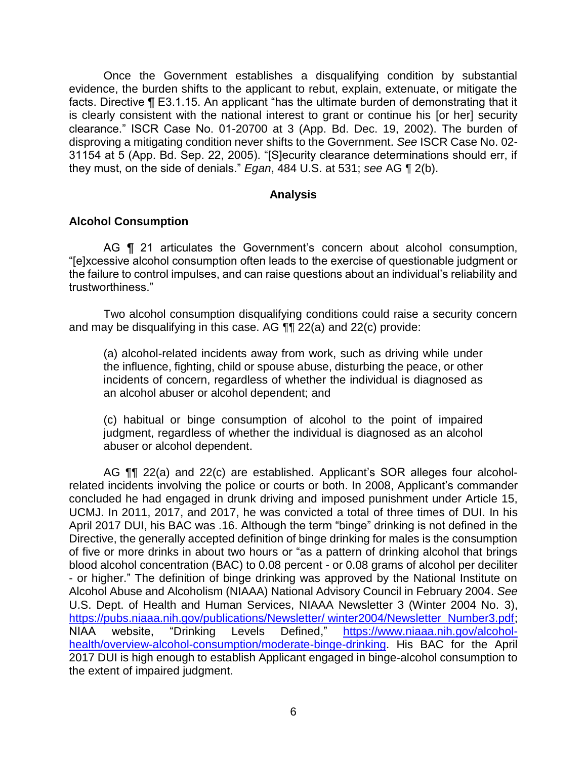Once the Government establishes a disqualifying condition by substantial evidence, the burden shifts to the applicant to rebut, explain, extenuate, or mitigate the facts. Directive ¶ E3.1.15. An applicant "has the ultimate burden of demonstrating that it is clearly consistent with the national interest to grant or continue his [or her] security clearance." ISCR Case No. 01-20700 at 3 (App. Bd. Dec. 19, 2002). The burden of disproving a mitigating condition never shifts to the Government. *See* ISCR Case No. 02-31154 at 5 (App. Bd. Sep. 22, 2005). "[S]ecurity clearance determinations should err, if they must, on the side of denials." *Egan*, 484 U.S. at 531; *see* AG ¶ 2(b).

## Analysis

### Alcohol Consumption

AG ¶ 21 articulates the Government's concern about alcohol consumption, "[e]xcessive alcohol consumption often leads to the exercise of questionable judgment or the failure to control impulses, and can raise questions about an individual's reliability and trustworthiness."

Two alcohol consumption disqualifying conditions could raise a security concern and may be disqualifying in this case. AG ¶¶ 22(a) and 22(c) provide:

> (a) alcohol-related incidents away from work, such as driving while under the influence, fighting, child or spouse abuse, disturbing the peace, or other incidents of concern, regardless of whether the individual is diagnosed as an alcohol abuser or alcohol dependent; and
>
> (c) habitual or binge consumption of alcohol to the point of impaired judgment, regardless of whether the individual is diagnosed as an alcohol abuser or alcohol dependent.

AG ¶¶ 22(a) and 22(c) are established. Applicant's SOR alleges four alcohol-related incidents involving the police or courts or both. In 2008, Applicant's commander concluded he had engaged in drunk driving and imposed punishment under Article 15, UCMJ. In 2011, 2017, and 2017, he was convicted a total of three times of DUI. In his April 2017 DUI, his BAC was .16. Although the term "binge" drinking is not defined in the Directive, the generally accepted definition of binge drinking for males is the consumption of five or more drinks in about two hours or "as a pattern of drinking alcohol that brings blood alcohol concentration (BAC) to 0.08 percent - or 0.08 grams of alcohol per deciliter - or higher." The definition of binge drinking was approved by the National Institute on Alcohol Abuse and Alcoholism (NIAAA) National Advisory Council in February 2004. *See* U.S. Dept. of Health and Human Services, NIAAA Newsletter 3 (Winter 2004 No. 3), [https://pubs.niaaa.nih.gov/publications/Newsletter/ winter2004/Newsletter_Number3.pdf](https://pubs.niaaa.nih.gov/publications/Newsletter/winter2004/Newsletter_Number3.pdf); NIAA website, "Drinking Levels Defined," [https://www.niaaa.nih.gov/alcohol-health/overview-alcohol-consumption/moderate-binge-drinking](https://www.niaaa.nih.gov/alcohol-health/overview-alcohol-consumption/moderate-binge-drinking). His BAC for the April 2017 DUI is high enough to establish Applicant engaged in binge-alcohol consumption to the extent of impaired judgment.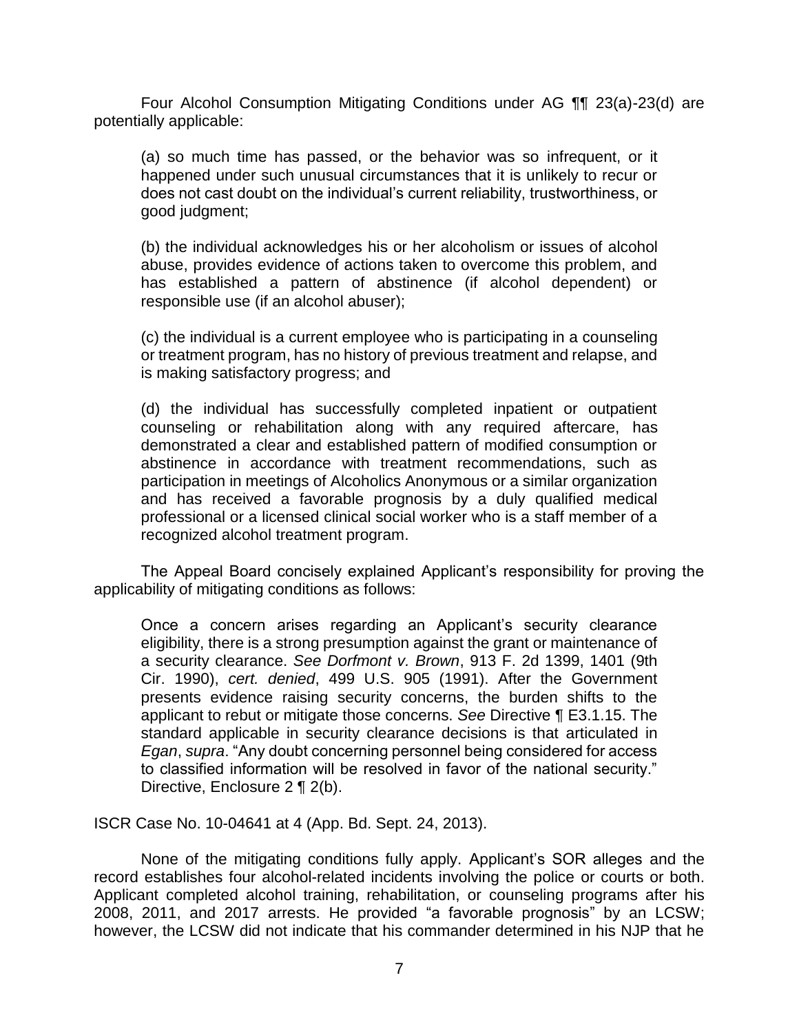Four Alcohol Consumption Mitigating Conditions under AG ¶¶ 23(a)-23(d) are potentially applicable:

> (a) so much time has passed, or the behavior was so infrequent, or it happened under such unusual circumstances that it is unlikely to recur or does not cast doubt on the individual's current reliability, trustworthiness, or good judgment;
>
> (b) the individual acknowledges his or her alcoholism or issues of alcohol abuse, provides evidence of actions taken to overcome this problem, and has established a pattern of abstinence (if alcohol dependent) or responsible use (if an alcohol abuser);
>
> (c) the individual is a current employee who is participating in a counseling or treatment program, has no history of previous treatment and relapse, and is making satisfactory progress; and
>
> (d) the individual has successfully completed inpatient or outpatient counseling or rehabilitation along with any required aftercare, has demonstrated a clear and established pattern of modified consumption or abstinence in accordance with treatment recommendations, such as participation in meetings of Alcoholics Anonymous or a similar organization and has received a favorable prognosis by a duly qualified medical professional or a licensed clinical social worker who is a staff member of a recognized alcohol treatment program.

The Appeal Board concisely explained Applicant's responsibility for proving the applicability of mitigating conditions as follows:

> Once a concern arises regarding an Applicant's security clearance eligibility, there is a strong presumption against the grant or maintenance of a security clearance. *See Dorfmont v. Brown*, 913 F. 2d 1399, 1401 (9th Cir. 1990), *cert. denied*, 499 U.S. 905 (1991). After the Government presents evidence raising security concerns, the burden shifts to the applicant to rebut or mitigate those concerns. *See* Directive ¶ E3.1.15. The standard applicable in security clearance decisions is that articulated in *Egan*, *supra*. "Any doubt concerning personnel being considered for access to classified information will be resolved in favor of the national security." Directive, Enclosure 2 ¶ 2(b).

ISCR Case No. 10-04641 at 4 (App. Bd. Sept. 24, 2013).

None of the mitigating conditions fully apply. Applicant's SOR alleges and the record establishes four alcohol-related incidents involving the police or courts or both. Applicant completed alcohol training, rehabilitation, or counseling programs after his 2008, 2011, and 2017 arrests. He provided "a favorable prognosis" by an LCSW; however, the LCSW did not indicate that his commander determined in his NJP that he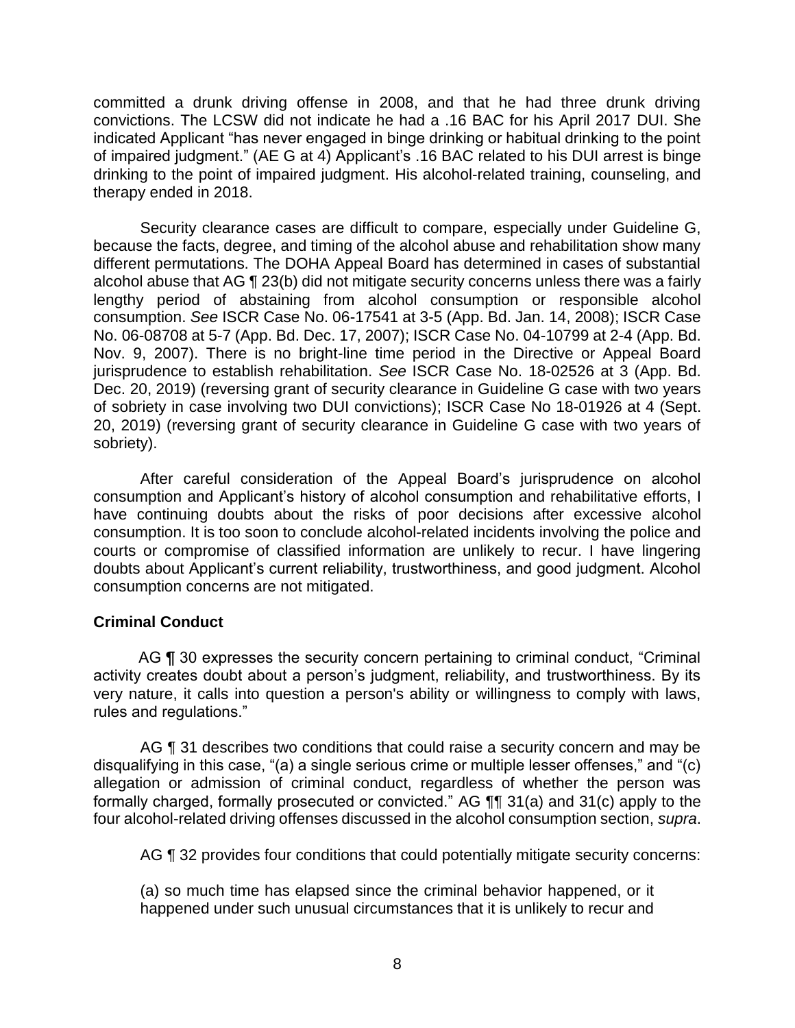committed a drunk driving offense in 2008, and that he had three drunk driving convictions. The LCSW did not indicate he had a .16 BAC for his April 2017 DUI. She indicated Applicant "has never engaged in binge drinking or habitual drinking to the point of impaired judgment." (AE G at 4) Applicant's .16 BAC related to his DUI arrest is binge drinking to the point of impaired judgment. His alcohol-related training, counseling, and therapy ended in 2018.

Security clearance cases are difficult to compare, especially under Guideline G, because the facts, degree, and timing of the alcohol abuse and rehabilitation show many different permutations. The DOHA Appeal Board has determined in cases of substantial alcohol abuse that AG ¶ 23(b) did not mitigate security concerns unless there was a fairly lengthy period of abstaining from alcohol consumption or responsible alcohol consumption. *See* ISCR Case No. 06-17541 at 3-5 (App. Bd. Jan. 14, 2008); ISCR Case No. 06-08708 at 5-7 (App. Bd. Dec. 17, 2007); ISCR Case No. 04-10799 at 2-4 (App. Bd. Nov. 9, 2007). There is no bright-line time period in the Directive or Appeal Board jurisprudence to establish rehabilitation. *See* ISCR Case No. 18-02526 at 3 (App. Bd. Dec. 20, 2019) (reversing grant of security clearance in Guideline G case with two years of sobriety in case involving two DUI convictions); ISCR Case No 18-01926 at 4 (Sept. 20, 2019) (reversing grant of security clearance in Guideline G case with two years of sobriety).

After careful consideration of the Appeal Board's jurisprudence on alcohol consumption and Applicant's history of alcohol consumption and rehabilitative efforts, I have continuing doubts about the risks of poor decisions after excessive alcohol consumption. It is too soon to conclude alcohol-related incidents involving the police and courts or compromise of classified information are unlikely to recur. I have lingering doubts about Applicant's current reliability, trustworthiness, and good judgment. Alcohol consumption concerns are not mitigated.

**Criminal Conduct**

AG ¶ 30 expresses the security concern pertaining to criminal conduct, "Criminal activity creates doubt about a person's judgment, reliability, and trustworthiness. By its very nature, it calls into question a person's ability or willingness to comply with laws, rules and regulations."

AG ¶ 31 describes two conditions that could raise a security concern and may be disqualifying in this case, "(a) a single serious crime or multiple lesser offenses," and "(c) allegation or admission of criminal conduct, regardless of whether the person was formally charged, formally prosecuted or convicted." AG ¶¶ 31(a) and 31(c) apply to the four alcohol-related driving offenses discussed in the alcohol consumption section, *supra*.

AG ¶ 32 provides four conditions that could potentially mitigate security concerns:

> (a) so much time has elapsed since the criminal behavior happened, or it happened under such unusual circumstances that it is unlikely to recur and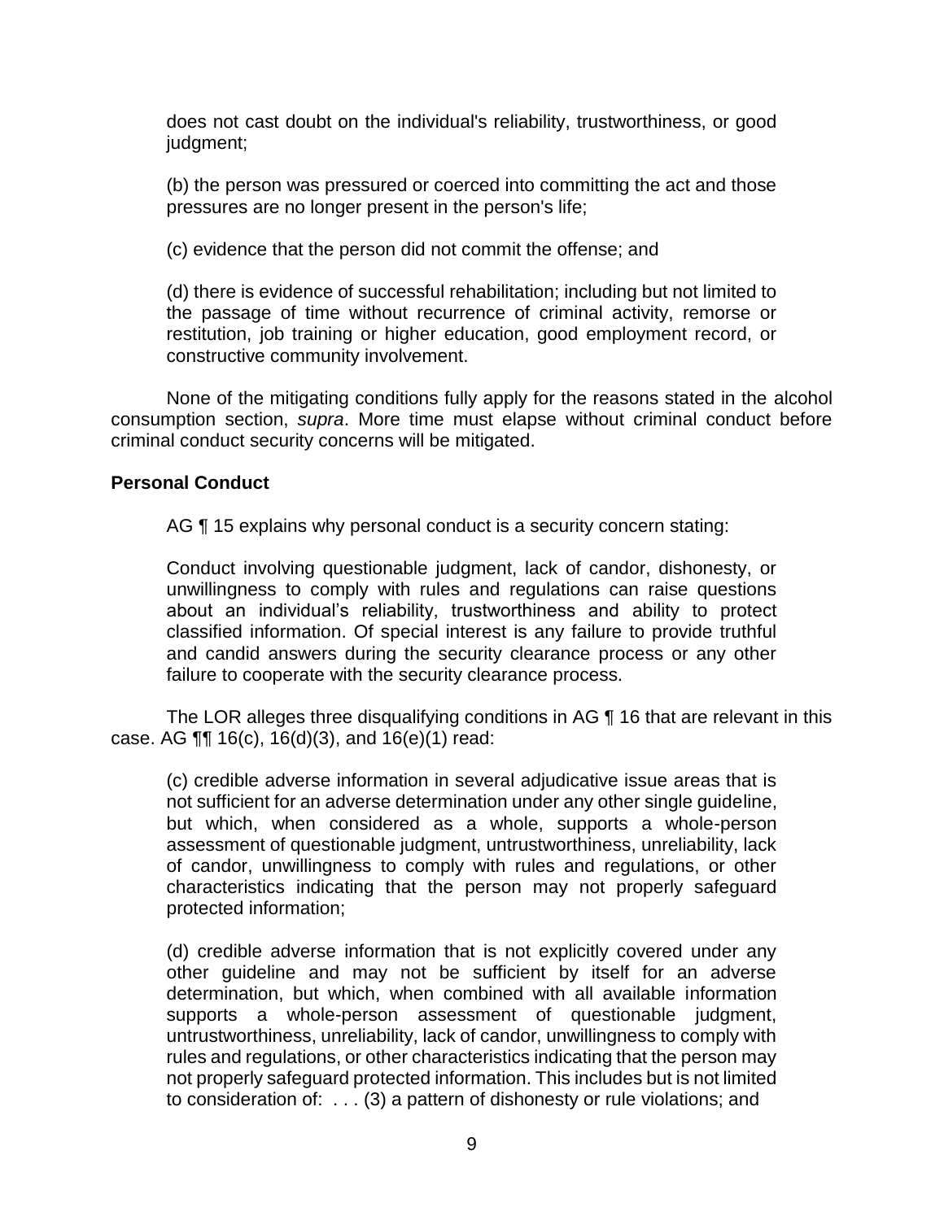does not cast doubt on the individual's reliability, trustworthiness, or good judgment;

(b) the person was pressured or coerced into committing the act and those pressures are no longer present in the person's life;

(c) evidence that the person did not commit the offense; and

(d) there is evidence of successful rehabilitation; including but not limited to the passage of time without recurrence of criminal activity, remorse or restitution, job training or higher education, good employment record, or constructive community involvement.

None of the mitigating conditions fully apply for the reasons stated in the alcohol consumption section, *supra*. More time must elapse without criminal conduct before criminal conduct security concerns will be mitigated.

**Personal Conduct**

AG ¶ 15 explains why personal conduct is a security concern stating:

Conduct involving questionable judgment, lack of candor, dishonesty, or unwillingness to comply with rules and regulations can raise questions about an individual's reliability, trustworthiness and ability to protect classified information. Of special interest is any failure to provide truthful and candid answers during the security clearance process or any other failure to cooperate with the security clearance process.

The LOR alleges three disqualifying conditions in AG ¶ 16 that are relevant in this case. AG ¶¶ 16(c), 16(d)(3), and 16(e)(1) read:

(c) credible adverse information in several adjudicative issue areas that is not sufficient for an adverse determination under any other single guideline, but which, when considered as a whole, supports a whole-person assessment of questionable judgment, untrustworthiness, unreliability, lack of candor, unwillingness to comply with rules and regulations, or other characteristics indicating that the person may not properly safeguard protected information;

(d) credible adverse information that is not explicitly covered under any other guideline and may not be sufficient by itself for an adverse determination, but which, when combined with all available information supports a whole-person assessment of questionable judgment, untrustworthiness, unreliability, lack of candor, unwillingness to comply with rules and regulations, or other characteristics indicating that the person may not properly safeguard protected information. This includes but is not limited to consideration of: . . . (3) a pattern of dishonesty or rule violations; and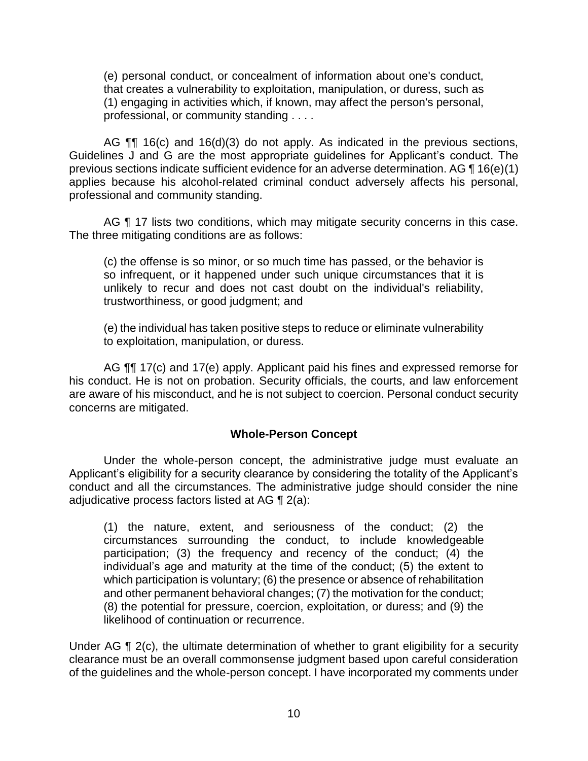(e) personal conduct, or concealment of information about one's conduct, that creates a vulnerability to exploitation, manipulation, or duress, such as (1) engaging in activities which, if known, may affect the person's personal, professional, or community standing . . . .

AG ¶¶ 16(c) and 16(d)(3) do not apply. As indicated in the previous sections, Guidelines J and G are the most appropriate guidelines for Applicant's conduct. The previous sections indicate sufficient evidence for an adverse determination. AG ¶ 16(e)(1) applies because his alcohol-related criminal conduct adversely affects his personal, professional and community standing.

AG ¶ 17 lists two conditions, which may mitigate security concerns in this case. The three mitigating conditions are as follows:

(c) the offense is so minor, or so much time has passed, or the behavior is so infrequent, or it happened under such unique circumstances that it is unlikely to recur and does not cast doubt on the individual's reliability, trustworthiness, or good judgment; and

(e) the individual has taken positive steps to reduce or eliminate vulnerability to exploitation, manipulation, or duress.

AG ¶¶ 17(c) and 17(e) apply. Applicant paid his fines and expressed remorse for his conduct. He is not on probation. Security officials, the courts, and law enforcement are aware of his misconduct, and he is not subject to coercion. Personal conduct security concerns are mitigated.

## Whole-Person Concept

Under the whole-person concept, the administrative judge must evaluate an Applicant's eligibility for a security clearance by considering the totality of the Applicant's conduct and all the circumstances. The administrative judge should consider the nine adjudicative process factors listed at AG ¶ 2(a):

(1) the nature, extent, and seriousness of the conduct; (2) the circumstances surrounding the conduct, to include knowledgeable participation; (3) the frequency and recency of the conduct; (4) the individual's age and maturity at the time of the conduct; (5) the extent to which participation is voluntary; (6) the presence or absence of rehabilitation and other permanent behavioral changes; (7) the motivation for the conduct; (8) the potential for pressure, coercion, exploitation, or duress; and (9) the likelihood of continuation or recurrence.

Under AG ¶ 2(c), the ultimate determination of whether to grant eligibility for a security clearance must be an overall commonsense judgment based upon careful consideration of the guidelines and the whole-person concept. I have incorporated my comments under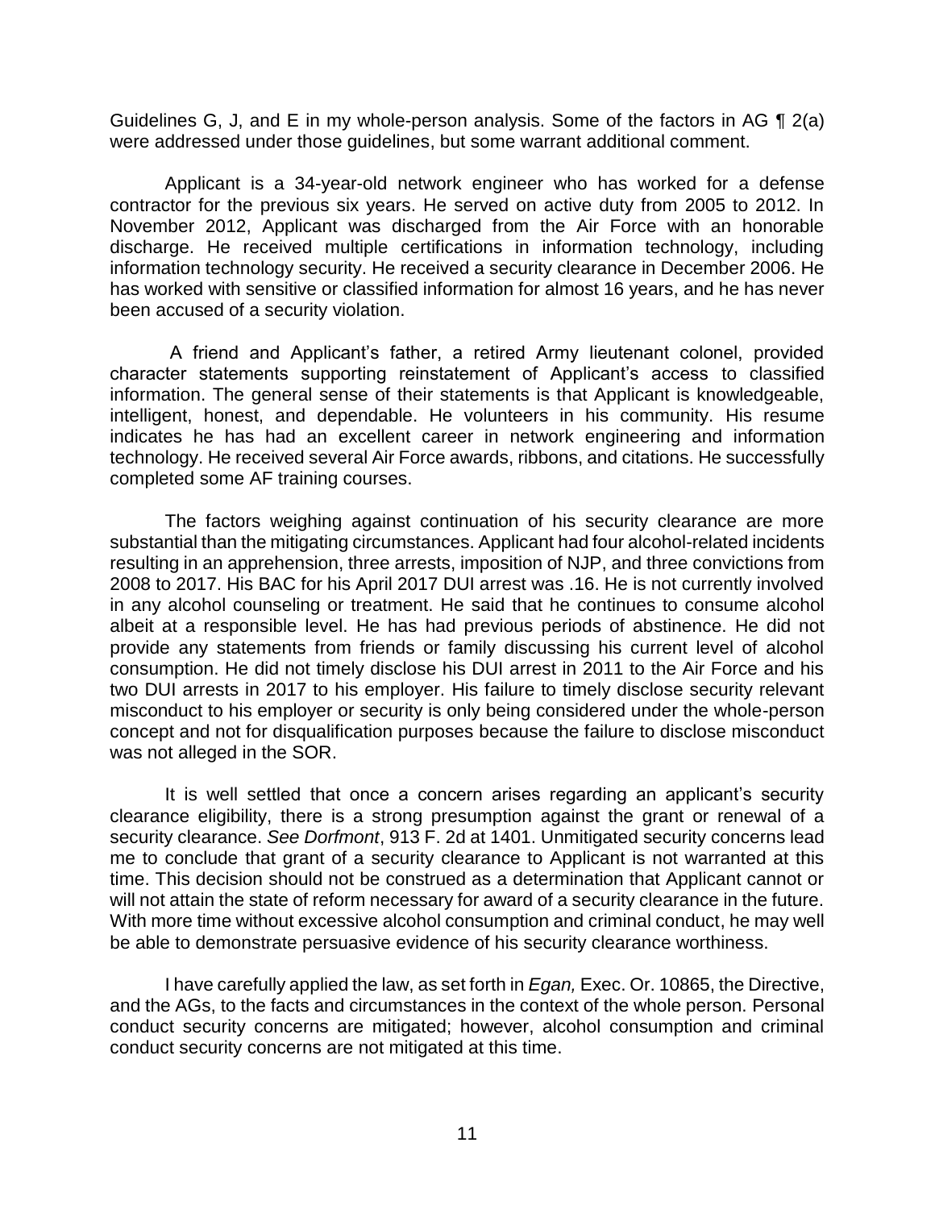Guidelines G, J, and E in my whole-person analysis. Some of the factors in AG ¶ 2(a) were addressed under those guidelines, but some warrant additional comment.

Applicant is a 34-year-old network engineer who has worked for a defense contractor for the previous six years. He served on active duty from 2005 to 2012. In November 2012, Applicant was discharged from the Air Force with an honorable discharge. He received multiple certifications in information technology, including information technology security. He received a security clearance in December 2006. He has worked with sensitive or classified information for almost 16 years, and he has never been accused of a security violation.

A friend and Applicant's father, a retired Army lieutenant colonel, provided character statements supporting reinstatement of Applicant's access to classified information. The general sense of their statements is that Applicant is knowledgeable, intelligent, honest, and dependable. He volunteers in his community. His resume indicates he has had an excellent career in network engineering and information technology. He received several Air Force awards, ribbons, and citations. He successfully completed some AF training courses.

The factors weighing against continuation of his security clearance are more substantial than the mitigating circumstances. Applicant had four alcohol-related incidents resulting in an apprehension, three arrests, imposition of NJP, and three convictions from 2008 to 2017. His BAC for his April 2017 DUI arrest was .16. He is not currently involved in any alcohol counseling or treatment. He said that he continues to consume alcohol albeit at a responsible level. He has had previous periods of abstinence. He did not provide any statements from friends or family discussing his current level of alcohol consumption. He did not timely disclose his DUI arrest in 2011 to the Air Force and his two DUI arrests in 2017 to his employer. His failure to timely disclose security relevant misconduct to his employer or security is only being considered under the whole-person concept and not for disqualification purposes because the failure to disclose misconduct was not alleged in the SOR.

It is well settled that once a concern arises regarding an applicant's security clearance eligibility, there is a strong presumption against the grant or renewal of a security clearance. *See Dorfmont*, 913 F. 2d at 1401. Unmitigated security concerns lead me to conclude that grant of a security clearance to Applicant is not warranted at this time. This decision should not be construed as a determination that Applicant cannot or will not attain the state of reform necessary for award of a security clearance in the future. With more time without excessive alcohol consumption and criminal conduct, he may well be able to demonstrate persuasive evidence of his security clearance worthiness.

I have carefully applied the law, as set forth in *Egan,* Exec. Or. 10865, the Directive, and the AGs, to the facts and circumstances in the context of the whole person. Personal conduct security concerns are mitigated; however, alcohol consumption and criminal conduct security concerns are not mitigated at this time.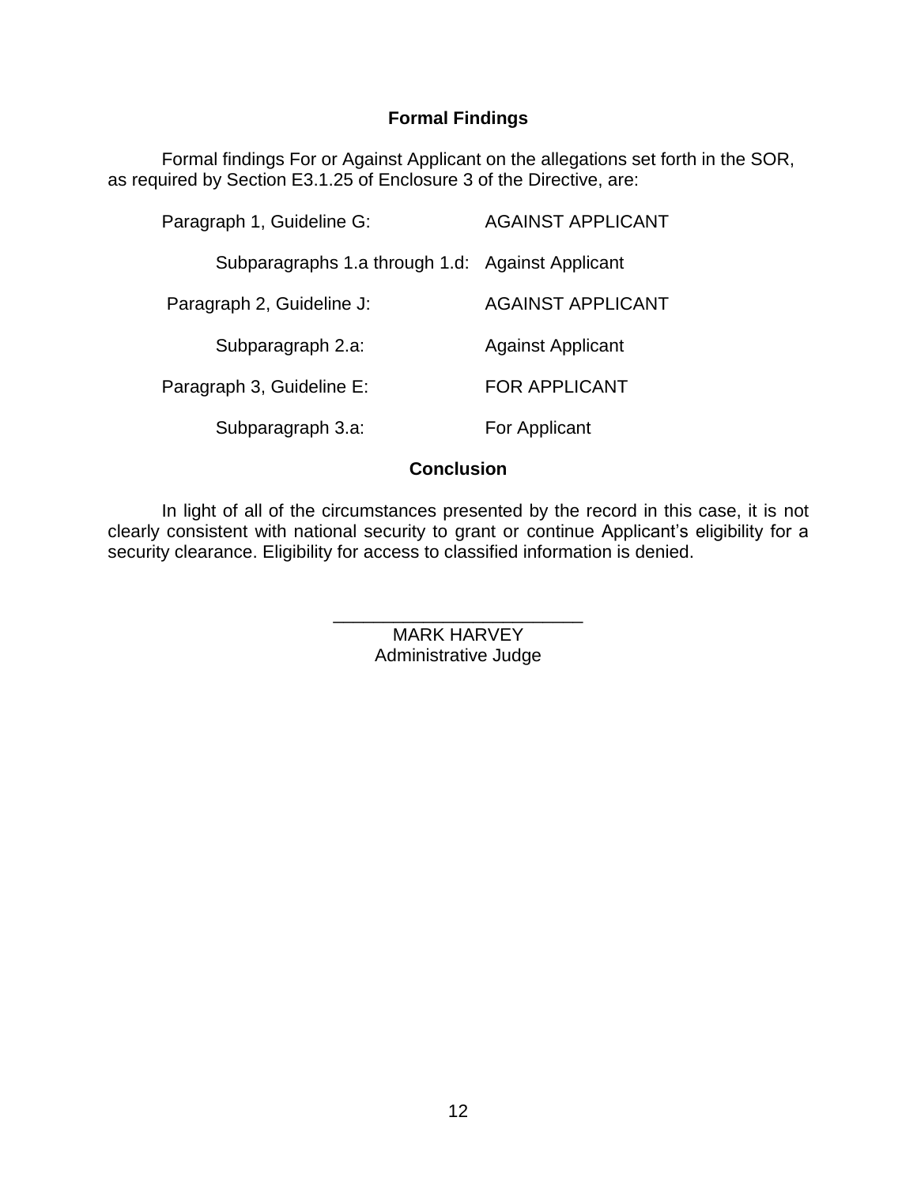## Formal Findings

Formal findings For or Against Applicant on the allegations set forth in the SOR, as required by Section E3.1.25 of Enclosure 3 of the Directive, are:

| | |
|---|---|
| Paragraph 1, Guideline G: | AGAINST APPLICANT |
| Subparagraphs 1.a through 1.d: | Against Applicant |
| Paragraph 2, Guideline J: | AGAINST APPLICANT |
| Subparagraph 2.a: | Against Applicant |
| Paragraph 3, Guideline E: | FOR APPLICANT |
| Subparagraph 3.a: | For Applicant |

## Conclusion

In light of all of the circumstances presented by the record in this case, it is not clearly consistent with national security to grant or continue Applicant's eligibility for a security clearance. Eligibility for access to classified information is denied.

________________________
MARK HARVEY
Administrative Judge